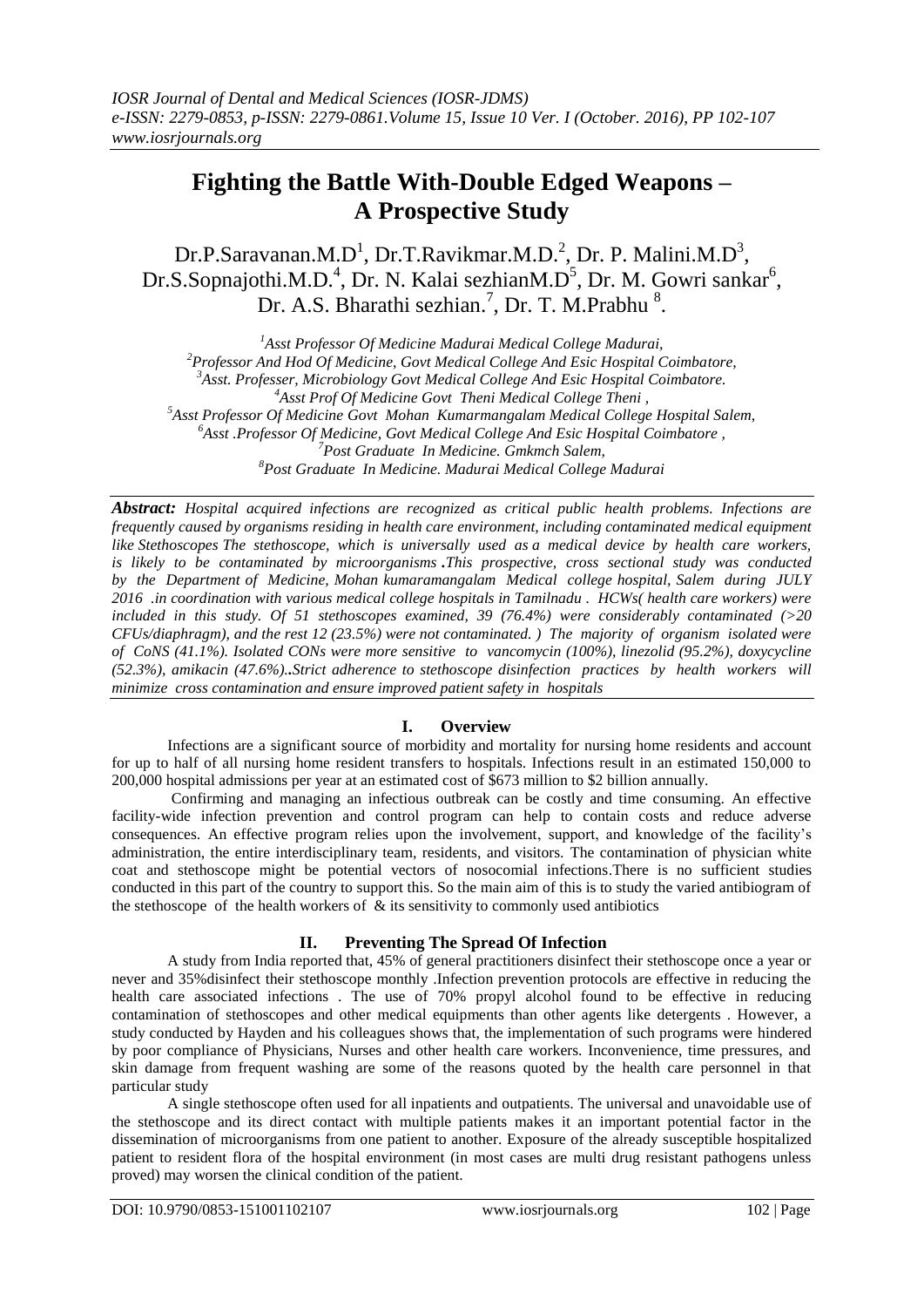# Fighting the Battle With-Double Edged Weapons – A Prospective Study

Dr.P.Saravanan.M.D[1], Dr.T.Ravikmar.M.D.[2], Dr. P. Malini.M.D[3], Dr.S.Sopnajothi.M.D.[4], Dr. N. Kalai sezhianM.D[5], Dr. M. Gowri sankar[6], Dr. A.S. Bharathi sezhian.[7], Dr. T. M.Prabhu [8].

[1]Asst Professor Of Medicine Madurai Medical College Madurai,
[2]Professor And Hod Of Medicine, Govt Medical College And Esic Hospital Coimbatore,
[3]Asst. Professer, Microbiology Govt Medical College And Esic Hospital Coimbatore.
[4]Asst Prof Of Medicine Govt Theni Medical College Theni ,
[5]Asst Professor Of Medicine Govt Mohan Kumarmangalam Medical College Hospital Salem,
[6]Asst .Professor Of Medicine, Govt Medical College And Esic Hospital Coimbatore ,
[7]Post Graduate In Medicine. Gmkmch Salem,
[8]Post Graduate In Medicine. Madurai Medical College Madurai

***Abstract:*** *Hospital acquired infections are recognized as critical public health problems. Infections are frequently caused by organisms residing in health care environment, including contaminated medical equipment like Stethoscopes The stethoscope, which is universally used as a medical device by health care workers, is likely to be contaminated by microorganisms **.**This prospective, cross sectional study was conducted by the Department of Medicine, Mohan kumaramangalam Medical college hospital, Salem during JULY 2016 .in coordination with various medical college hospitals in Tamilnadu . HCWs( health care workers) were included in this study. Of 51 stethoscopes examined, 39 (76.4%) were considerably contaminated (>20 CFUs/diaphragm), and the rest 12 (23.5%) were not contaminated. ) The majority of organism isolated were of CoNS (41.1%). Isolated CONs were more sensitive to vancomycin (100%), linezolid (95.2%), doxycycline (52.3%), amikacin (47.6%)**..**Strict adherence to stethoscope disinfection practices by health workers will minimize cross contamination and ensure improved patient safety in hospitals*

## I. Overview

Infections are a significant source of morbidity and mortality for nursing home residents and account for up to half of all nursing home resident transfers to hospitals. Infections result in an estimated 150,000 to 200,000 hospital admissions per year at an estimated cost of $673 million to $2 billion annually.

Confirming and managing an infectious outbreak can be costly and time consuming. An effective facility-wide infection prevention and control program can help to contain costs and reduce adverse consequences. An effective program relies upon the involvement, support, and knowledge of the facility's administration, the entire interdisciplinary team, residents, and visitors. The contamination of physician white coat and stethoscope might be potential vectors of nosocomial infections.There is no sufficient studies conducted in this part of the country to support this. So the main aim of this is to study the varied antibiogram of the stethoscope of the health workers of & its sensitivity to commonly used antibiotics

## II. Preventing The Spread Of Infection

A study from India reported that, 45% of general practitioners disinfect their stethoscope once a year or never and 35%disinfect their stethoscope monthly .Infection prevention protocols are effective in reducing the health care associated infections . The use of 70% propyl alcohol found to be effective in reducing contamination of stethoscopes and other medical equipments than other agents like detergents . However, a study conducted by Hayden and his colleagues shows that, the implementation of such programs were hindered by poor compliance of Physicians, Nurses and other health care workers. Inconvenience, time pressures, and skin damage from frequent washing are some of the reasons quoted by the health care personnel in that particular study

A single stethoscope often used for all inpatients and outpatients. The universal and unavoidable use of the stethoscope and its direct contact with multiple patients makes it an important potential factor in the dissemination of microorganisms from one patient to another. Exposure of the already susceptible hospitalized patient to resident flora of the hospital environment (in most cases are multi drug resistant pathogens unless proved) may worsen the clinical condition of the patient.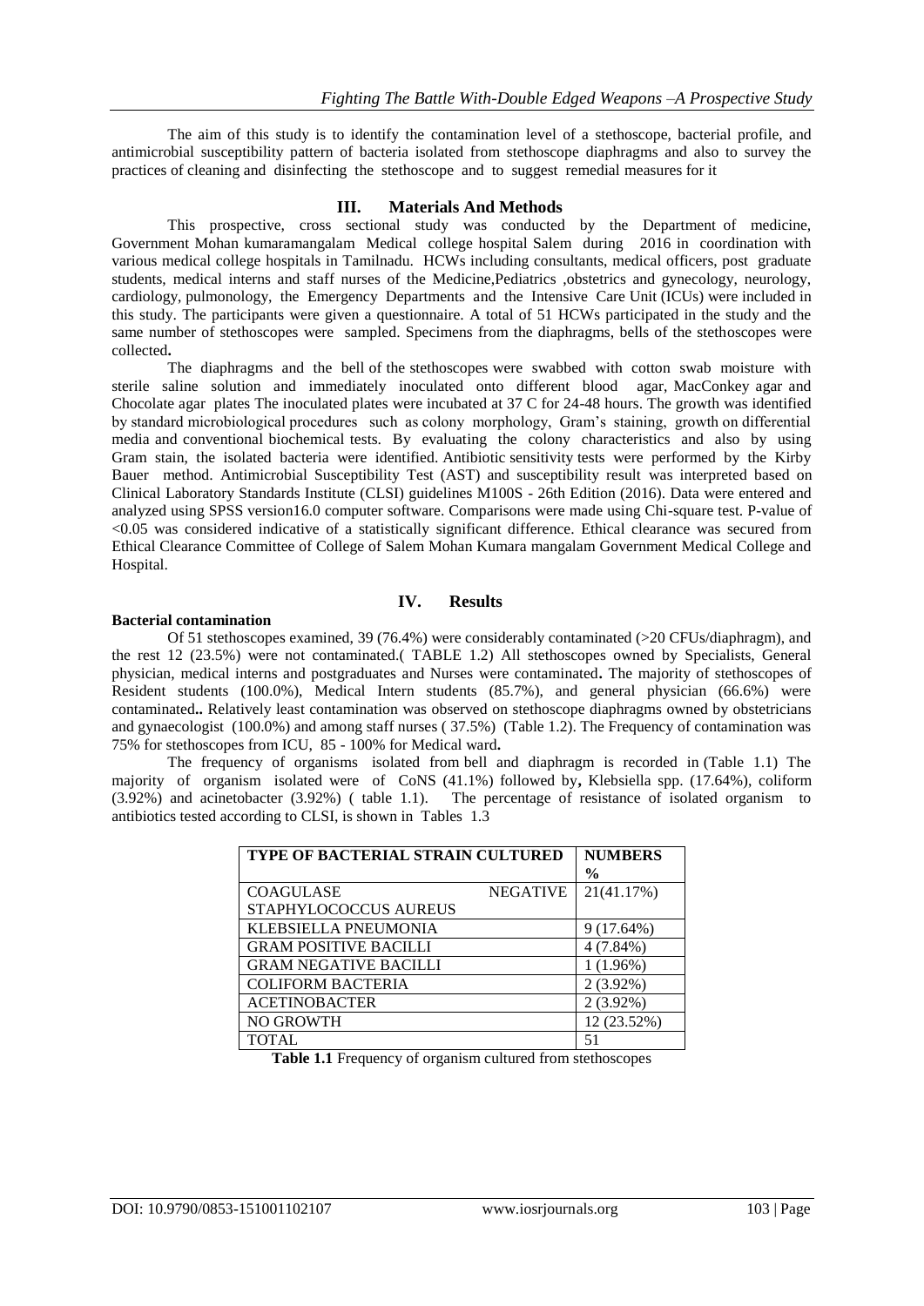The aim of this study is to identify the contamination level of a stethoscope, bacterial profile, and antimicrobial susceptibility pattern of bacteria isolated from stethoscope diaphragms and also to survey the practices of cleaning and disinfecting the stethoscope and to suggest remedial measures for it

## III. Materials And Methods

This prospective, cross sectional study was conducted by the Department of medicine, Government Mohan kumaramangalam Medical college hospital Salem during 2016 in coordination with various medical college hospitals in Tamilnadu. HCWs including consultants, medical officers, post graduate students, medical interns and staff nurses of the Medicine,Pediatrics ,obstetrics and gynecology, neurology, cardiology, pulmonology, the Emergency Departments and the Intensive Care Unit (ICUs) were included in this study. The participants were given a questionnaire. A total of 51 HCWs participated in the study and the same number of stethoscopes were sampled. Specimens from the diaphragms, bells of the stethoscopes were collected**.**

The diaphragms and the bell of the stethoscopes were swabbed with cotton swab moisture with sterile saline solution and immediately inoculated onto different blood agar, MacConkey agar and Chocolate agar plates The inoculated plates were incubated at 37 C for 24-48 hours. The growth was identified by standard microbiological procedures such as colony morphology, Gram's staining, growth on differential media and conventional biochemical tests. By evaluating the colony characteristics and also by using Gram stain, the isolated bacteria were identified. Antibiotic sensitivity tests were performed by the Kirby Bauer method. Antimicrobial Susceptibility Test (AST) and susceptibility result was interpreted based on Clinical Laboratory Standards Institute (CLSI) guidelines M100S - 26th Edition (2016). Data were entered and analyzed using SPSS version16.0 computer software. Comparisons were made using Chi-square test. P-value of <0.05 was considered indicative of a statistically significant difference. Ethical clearance was secured from Ethical Clearance Committee of College of Salem Mohan Kumara mangalam Government Medical College and Hospital.

## IV. Results

**Bacterial contamination**

Of 51 stethoscopes examined, 39 (76.4%) were considerably contaminated (>20 CFUs/diaphragm), and the rest 12 (23.5%) were not contaminated.( TABLE 1.2) All stethoscopes owned by Specialists, General physician, medical interns and postgraduates and Nurses were contaminated**.** The majority of stethoscopes of Resident students (100.0%), Medical Intern students (85.7%), and general physician (66.6%) were contaminated**..** Relatively least contamination was observed on stethoscope diaphragms owned by obstetricians and gynaecologist (100.0%) and among staff nurses ( 37.5%) (Table 1.2). The Frequency of contamination was 75% for stethoscopes from ICU, 85 - 100% for Medical ward**.**

The frequency of organisms isolated from bell and diaphragm is recorded in (Table 1.1) The majority of organism isolated were of CoNS (41.1%) followed by**,** Klebsiella spp. (17.64%), coliform (3.92%) and acinetobacter (3.92%) ( table 1.1). The percentage of resistance of isolated organism to antibiotics tested according to CLSI, is shown in Tables 1.3

| TYPE OF BACTERIAL STRAIN CULTURED | NUMBERS % |
|---|---|
| COAGULASE NEGATIVE STAPHYLOCOCCUS AUREUS | 21(41.17%) |
| KLEBSIELLA PNEUMONIA | 9 (17.64%) |
| GRAM POSITIVE BACILLI | 4 (7.84%) |
| GRAM NEGATIVE BACILLI | 1 (1.96%) |
| COLIFORM BACTERIA | 2 (3.92%) |
| ACETINOBACTER | 2 (3.92%) |
| NO GROWTH | 12 (23.52%) |
| TOTAL | 51 |

**Table 1.1** Frequency of organism cultured from stethoscopes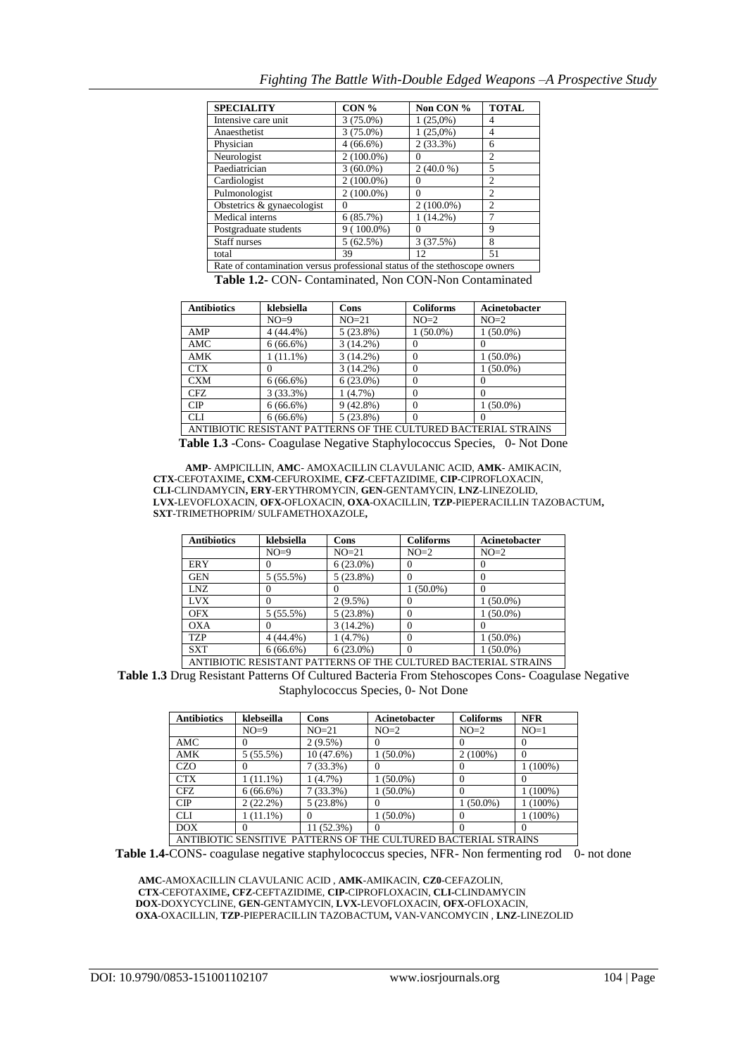| SPECIALITY | CON % | Non CON % | TOTAL |
|---|---|---|---|
| Intensive care unit | 3 (75.0%) | 1 (25,0%) | 4 |
| Anaesthetist | 3 (75.0%) | 1 (25,0%) | 4 |
| Physician | 4 (66.6%) | 2 (33.3%) | 6 |
| Neurologist | 2 (100.0%) | 0 | 2 |
| Paediatrician | 3 (60.0%) | 2 (40.0 %) | 5 |
| Cardiologist | 2 (100.0%) | 0 | 2 |
| Pulmonologist | 2 (100.0%) | 0 | 2 |
| Obstetrics & gynaecologist | 0 | 2 (100.0%) | 2 |
| Medical interns | 6 (85.7%) | 1 (14.2%) | 7 |
| Postgraduate students | 9 ( 100.0%) | 0 | 9 |
| Staff nurses | 5 (62.5%) | 3 (37.5%) | 8 |
| total | 39 | 12 | 51 |
| Rate of contamination versus professional status of the stethoscope owners | | | |

**Table 1.2**- CON- Contaminated, Non CON-Non Contaminated

| Antibiotics | klebsiella | Cons | Coliforms | Acinetobacter |
|---|---|---|---|---|
| | NO=9 | NO=21 | NO=2 | NO=2 |
| AMP | 4 (44.4%) | 5 (23.8%) | 1 (50.0%) | 1 (50.0%) |
| AMC | 6 (66.6%) | 3 (14.2%) | 0 | 0 |
| AMK | 1 (11.1%) | 3 (14.2%) | 0 | 1 (50.0%) |
| CTX | 0 | 3 (14.2%) | 0 | 1 (50.0%) |
| CXM | 6 (66.6%) | 6 (23.0%) | 0 | 0 |
| CFZ | 3 (33.3%) | 1 (4.7%) | 0 | 0 |
| CIP | 6 (66.6%) | 9 (42.8%) | 0 | 1 (50.0%) |
| CLI | 6 (66.6%) | 5 (23.8%) | 0 | 0 |
| ANTIBIOTIC RESISTANT PATTERNS OF THE CULTURED BACTERIAL STRAINS | | | | |

**Table 1.3** -Cons- Coagulase Negative Staphylococcus Species, 0- Not Done

**AMP**- AMPICILLIN, **AMC**- AMOXACILLIN CLAVULANIC ACID, **AMK**- AMIKACIN, **CTX**-CEFOTAXIME**, CXM**-CEFUROXIME, **CFZ**-CEFTAZIDIME, **CIP**-CIPROFLOXACIN, **CLI**-CLINDAMYCIN**, ERY**-ERYTHROMYCIN, **GEN-**GENTAMYCIN, **LNZ**-LINEZOLID, **LVX-**LEVOFLOXACIN, **OFX-**OFLOXACIN, **OXA**-OXACILLIN, **TZP**-PIEPERACILLIN TAZOBACTUM**, SXT**-TRIMETHOPRIM/ SULFAMETHOXAZOLE**,**

| Antibiotics | klebsiella | Cons | Coliforms | Acinetobacter |
|---|---|---|---|---|
| | NO=9 | NO=21 | NO=2 | NO=2 |
| ERY | 0 | 6 (23.0%) | 0 | 0 |
| GEN | 5 (55.5%) | 5 (23.8%) | 0 | 0 |
| LNZ | 0 | 0 | 1 (50.0%) | 0 |
| LVX | 0 | 2 (9.5%) | 0 | 1 (50.0%) |
| OFX | 5 (55.5%) | 5 (23.8%) | 0 | 1 (50.0%) |
| OXA | 0 | 3 (14.2%) | 0 | 0 |
| TZP | 4 (44.4%) | 1 (4.7%) | 0 | 1 (50.0%) |
| SXT | 6 (66.6%) | 6 (23.0%) | 0 | 1 (50.0%) |
| ANTIBIOTIC RESISTANT PATTERNS OF THE CULTURED BACTERIAL STRAINS | | | | |

**Table 1.3** Drug Resistant Patterns Of Cultured Bacteria From Stehoscopes Cons- Coagulase Negative Staphylococcus Species, 0- Not Done

| Antibiotics | klebseilla | Cons | Acinetobacter | Coliforms | NFR |
|---|---|---|---|---|---|
| | NO=9 | NO=21 | NO=2 | NO=2 | NO=1 |
| AMC | 0 | 2 (9.5%) | 0 | 0 | 0 |
| AMK | 5 (55.5%) | 10 (47.6%) | 1 (50.0%) | 2 (100%) | 0 |
| CZO | 0 | 7 (33.3%) | 0 | 0 | 1 (100%) |
| CTX | 1 (11.1%) | 1 (4.7%) | 1 (50.0%) | 0 | 0 |
| CFZ | 6 (66.6%) | 7 (33.3%) | 1 (50.0%) | 0 | 1 (100%) |
| CIP | 2 (22.2%) | 5 (23.8%) | 0 | 1 (50.0%) | 1 (100%) |
| CLI | 1 (11.1%) | 0 | 1 (50.0%) | 0 | 1 (100%) |
| DOX | 0 | 11 (52.3%) | 0 | 0 | 0 |
| ANTIBIOTIC SENSITIVE PATTERNS OF THE CULTURED BACTERIAL STRAINS | | | | | |

**Table 1.4-**CONS- coagulase negative staphylococcus species, NFR- Non fermenting rod 0- not done

**AMC**-AMOXACILLIN CLAVULANIC ACID , **AMK**-AMIKACIN, **CZ0-**CEFAZOLIN, **CTX**-CEFOTAXIME**, CFZ**-CEFTAZIDIME, **CIP-**CIPROFLOXACIN, **CLI-**CLINDAMYCIN **DOX**-DOXYCYCLINE, **GEN**-GENTAMYCIN, **LVX-**LEVOFLOXACIN, **OFX-**OFLOXACIN, **OXA**-OXACILLIN, **TZP**-PIEPERACILLIN TAZOBACTUM**,** VAN-VANCOMYCIN , **LNZ**-LINEZOLID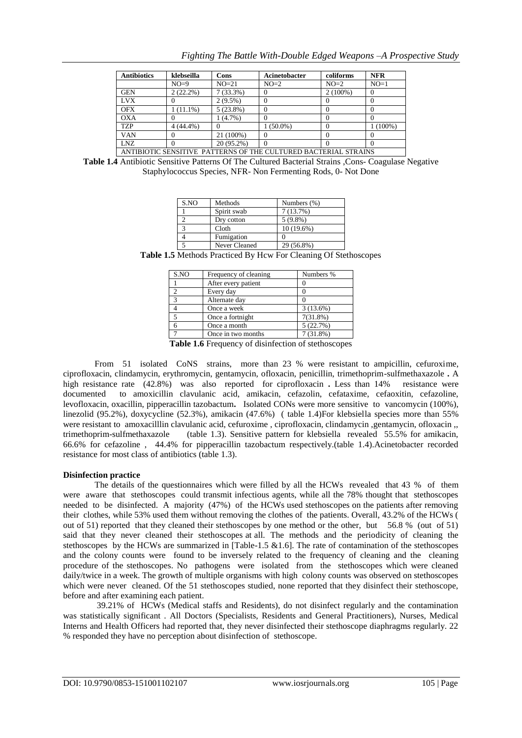| Antibiotics | klebseilla | Cons | Acinetobacter | coliforms | NFR |
|---|---|---|---|---|---|
| | NO=9 | NO=21 | NO=2 | NO=2 | NO=1 |
| GEN | 2 (22.2%) | 7 (33.3%) | 0 | 2 (100%) | 0 |
| LVX | 0 | 2 (9.5%) | 0 | 0 | 0 |
| OFX | 1 (11.1%) | 5 (23.8%) | 0 | 0 | 0 |
| OXA | 0 | 1 (4.7%) | 0 | 0 | 0 |
| TZP | 4 (44.4%) | 0 | 1 (50.0%) | 0 | 1 (100%) |
| VAN | 0 | 21 (100%) | 0 | 0 | 0 |
| LNZ | 0 | 20 (95.2%) | 0 | 0 | 0 |
| ANTIBIOTIC SENSITIVE PATTERNS OF THE CULTURED BACTERIAL STRAINS | | | | | |

**Table 1.4** Antibiotic Sensitive Patterns Of The Cultured Bacterial Strains ,Cons- Coagulase Negative Staphylococcus Species, NFR- Non Fermenting Rods, 0- Not Done

| S.NO | Methods | Numbers (%) |
|---|---|---|
| 1 | Spirit swab | 7 (13.7%) |
| 2 | Dry cotton | 5 (9.8%) |
| 3 | Cloth | 10 (19.6%) |
| 4 | Fumigation | 0 |
| 5 | Never Cleaned | 29 (56.8%) |

**Table 1.5** Methods Practiced By Hcw For Cleaning Of Stethoscopes

| S.NO | Frequency of cleaning | Numbers % |
|---|---|---|
| 1 | After every patient | 0 |
| 2 | Every day | 0 |
| 3 | Alternate day | 0 |
| 4 | Once a week | 3 (13.6%) |
| 5 | Once a fortnight | 7(31.8%) |
| 6 | Once a month | 5 (22.7%) |
| 7 | Once in two months | 7 (31.8%) |

**Table 1.6** Frequency of disinfection of stethoscopes

From 51 isolated CoNS strains, more than 23 % were resistant to ampicillin, cefuroxime, ciprofloxacin, clindamycin, erythromycin, gentamycin, ofloxacin, penicillin, trimethoprim-sulfmethaxazole . A high resistance rate (42.8%) was also reported for ciprofloxacin . Less than 14% resistance were documented to amoxicillin clavulanic acid, amikacin, cefazolin, cefataxime, cefaoxitin, cefazoline, levofloxacin, oxacillin, pipperacillin tazobactum**.** Isolated CONs were more sensitive to vancomycin (100%), linezolid (95.2%), doxycycline (52.3%), amikacin (47.6%) ( table 1.4)For klebsiella species more than 55% were resistant to amoxacilllin clavulanic acid, cefuroxime , ciprofloxacin, clindamycin ,gentamycin, ofloxacin ,, trimethoprim-sulfmethaxazole (table 1.3). Sensitive pattern for klebsiella revealed 55.5% for amikacin, 66.6% for cefazoline , 44.4% for pipperacillin tazobactum respectively.(table 1.4).Acinetobacter recorded resistance for most class of antibiotics (table 1.3).

**Disinfection practice**

The details of the questionnaires which were filled by all the HCWs revealed that 43 % of them were aware that stethoscopes could transmit infectious agents, while all the 78% thought that stethoscopes needed to be disinfected. A majority (47%) of the HCWs used stethoscopes on the patients after removing their clothes, while 53% used them without removing the clothes of the patients. Overall, 43.2% of the HCWs ( out of 51) reported that they cleaned their stethoscopes by one method or the other, but 56.8 % (out of 51) said that they never cleaned their stethoscopes at all. The methods and the periodicity of cleaning the stethoscopes by the HCWs are summarized in [Table-1.5 &1.6]. The rate of contamination of the stethoscopes and the colony counts were found to be inversely related to the frequency of cleaning and the cleaning procedure of the stethoscopes. No pathogens were isolated from the stethoscopes which were cleaned daily/twice in a week. The growth of multiple organisms with high colony counts was observed on stethoscopes which were never cleaned. Of the 51 stethoscopes studied, none reported that they disinfect their stethoscope, before and after examining each patient.

39.21% of HCWs (Medical staffs and Residents), do not disinfect regularly and the contamination was statistically significant . All Doctors (Specialists, Residents and General Practitioners), Nurses, Medical Interns and Health Officers had reported that, they never disinfected their stethoscope diaphragms regularly. 22 % responded they have no perception about disinfection of stethoscope.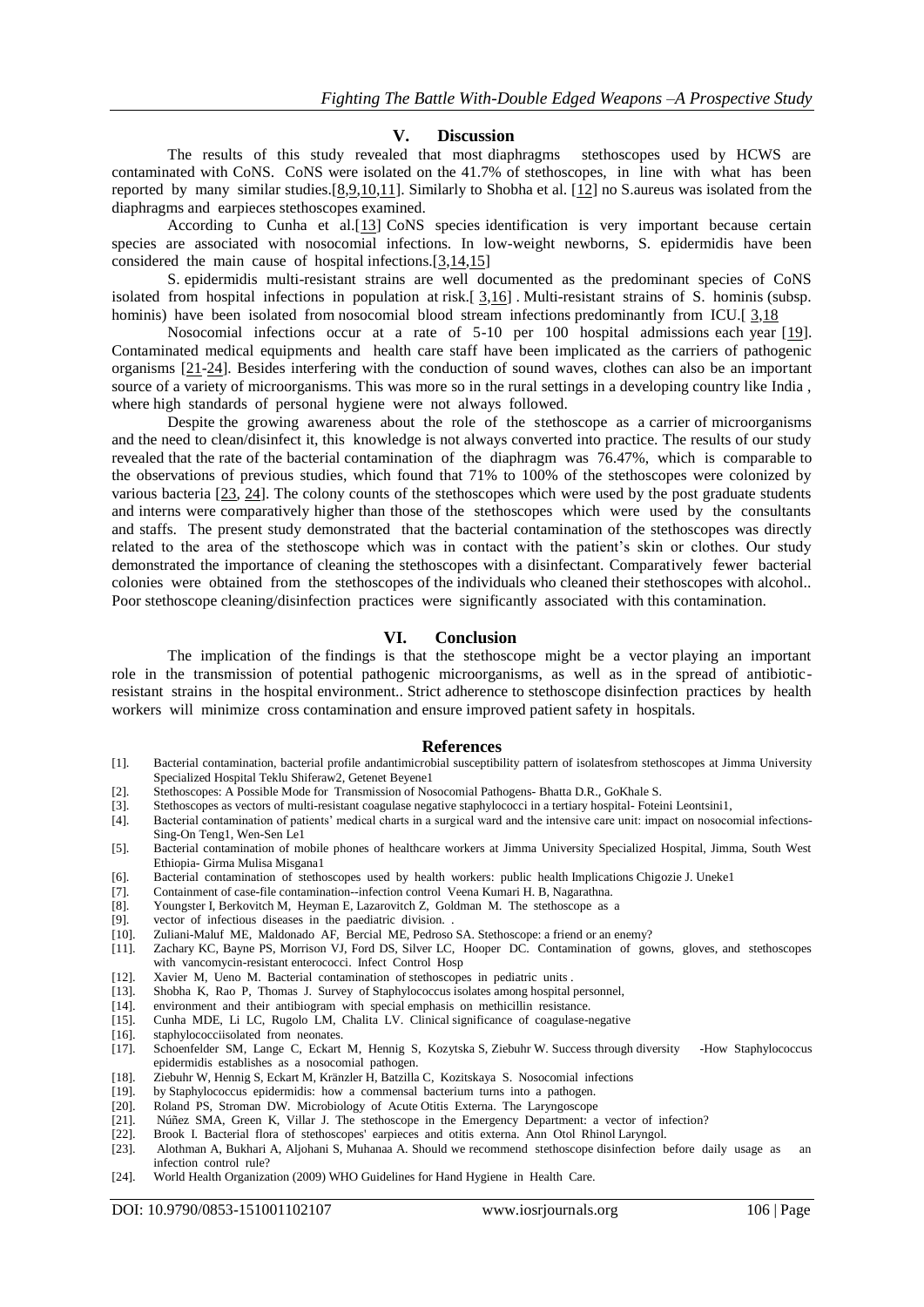## V. Discussion

The results of this study revealed that most diaphragms stethoscopes used by HCWS are contaminated with CoNS. CoNS were isolated on the 41.7% of stethoscopes, in line with what has been reported by many similar studies.[8,9,10,11]. Similarly to Shobha et al. [12] no S.aureus was isolated from the diaphragms and earpieces stethoscopes examined.

According to Cunha et al.[13] CoNS species identification is very important because certain species are associated with nosocomial infections. In low-weight newborns, S. epidermidis have been considered the main cause of hospital infections.[3,14,15]

S. epidermidis multi-resistant strains are well documented as the predominant species of CoNS isolated from hospital infections in population at risk.[ 3,16] . Multi-resistant strains of S. hominis (subsp. hominis) have been isolated from nosocomial blood stream infections predominantly from ICU.[ 3,18

Nosocomial infections occur at a rate of 5-10 per 100 hospital admissions each year [19]. Contaminated medical equipments and health care staff have been implicated as the carriers of pathogenic organisms [21-24]. Besides interfering with the conduction of sound waves, clothes can also be an important source of a variety of microorganisms. This was more so in the rural settings in a developing country like India , where high standards of personal hygiene were not always followed.

Despite the growing awareness about the role of the stethoscope as a carrier of microorganisms and the need to clean/disinfect it, this knowledge is not always converted into practice. The results of our study revealed that the rate of the bacterial contamination of the diaphragm was 76.47%, which is comparable to the observations of previous studies, which found that 71% to 100% of the stethoscopes were colonized by various bacteria [23, 24]. The colony counts of the stethoscopes which were used by the post graduate students and interns were comparatively higher than those of the stethoscopes which were used by the consultants and staffs. The present study demonstrated that the bacterial contamination of the stethoscopes was directly related to the area of the stethoscope which was in contact with the patient's skin or clothes. Our study demonstrated the importance of cleaning the stethoscopes with a disinfectant. Comparatively fewer bacterial colonies were obtained from the stethoscopes of the individuals who cleaned their stethoscopes with alcohol.. Poor stethoscope cleaning/disinfection practices were significantly associated with this contamination.

## VI. Conclusion

The implication of the findings is that the stethoscope might be a vector playing an important role in the transmission of potential pathogenic microorganisms, as well as in the spread of antibiotic-resistant strains in the hospital environment.. Strict adherence to stethoscope disinfection practices by health workers will minimize cross contamination and ensure improved patient safety in hospitals.

## References

[1]. Bacterial contamination, bacterial profile andantimicrobial susceptibility pattern of isolatesfrom stethoscopes at Jimma University Specialized Hospital Teklu Shiferaw2, Getenet Beyene1

[2]. Stethoscopes: A Possible Mode for Transmission of Nosocomial Pathogens- Bhatta D.R., GoKhale S.

[3]. Stethoscopes as vectors of multi-resistant coagulase negative staphylococci in a tertiary hospital- Foteini Leontsini1,

[4]. Bacterial contamination of patients' medical charts in a surgical ward and the intensive care unit: impact on nosocomial infections- Sing-On Teng1, Wen-Sen Le1

[5]. Bacterial contamination of mobile phones of healthcare workers at Jimma University Specialized Hospital, Jimma, South West Ethiopia- Girma Mulisa Misgana1

[6]. Bacterial contamination of stethoscopes used by health workers: public health Implications Chigozie J. Uneke1

[7]. Containment of case-file contamination--infection control Veena Kumari H. B, Nagarathna.

[8]. Youngster I, Berkovitch M, Heyman E, Lazarovitch Z, Goldman M. The stethoscope as a

[9]. vector of infectious diseases in the paediatric division. .

[10]. Zuliani-Maluf ME, Maldonado AF, Bercial ME, Pedroso SA. Stethoscope: a friend or an enemy?

[11]. Zachary KC, Bayne PS, Morrison VJ, Ford DS, Silver LC, Hooper DC. Contamination of gowns, gloves, and stethoscopes with vancomycin-resistant enterococci. Infect Control Hosp

[12]. Xavier M, Ueno M. Bacterial contamination of stethoscopes in pediatric units .

[13]. Shobha K, Rao P, Thomas J. Survey of Staphylococcus isolates among hospital personnel,

[14]. environment and their antibiogram with special emphasis on methicillin resistance.

[15]. Cunha MDE, Li LC, Rugolo LM, Chalita LV. Clinical significance of coagulase-negative

[16]. staphylococciisolated from neonates.

[17]. Schoenfelder SM, Lange C, Eckart M, Hennig S, Kozytska S, Ziebuhr W. Success through diversity -How Staphylococcus epidermidis establishes as a nosocomial pathogen.

[18]. Ziebuhr W, Hennig S, Eckart M, Kränzler H, Batzilla C, Kozitskaya S. Nosocomial infections

[19]. by Staphylococcus epidermidis: how a commensal bacterium turns into a pathogen.

[20]. Roland PS, Stroman DW. Microbiology of Acute Otitis Externa. The Laryngoscope

[21]. Núñez SMA, Green K, Villar J. The stethoscope in the Emergency Department: a vector of infection?

[22]. Brook I. Bacterial flora of stethoscopes' earpieces and otitis externa. Ann Otol Rhinol Laryngol.

[23]. Alothman A, Bukhari A, Aljohani S, Muhanaa A. Should we recommend stethoscope disinfection before daily usage as an infection control rule?

[24]. World Health Organization (2009) WHO Guidelines for Hand Hygiene in Health Care.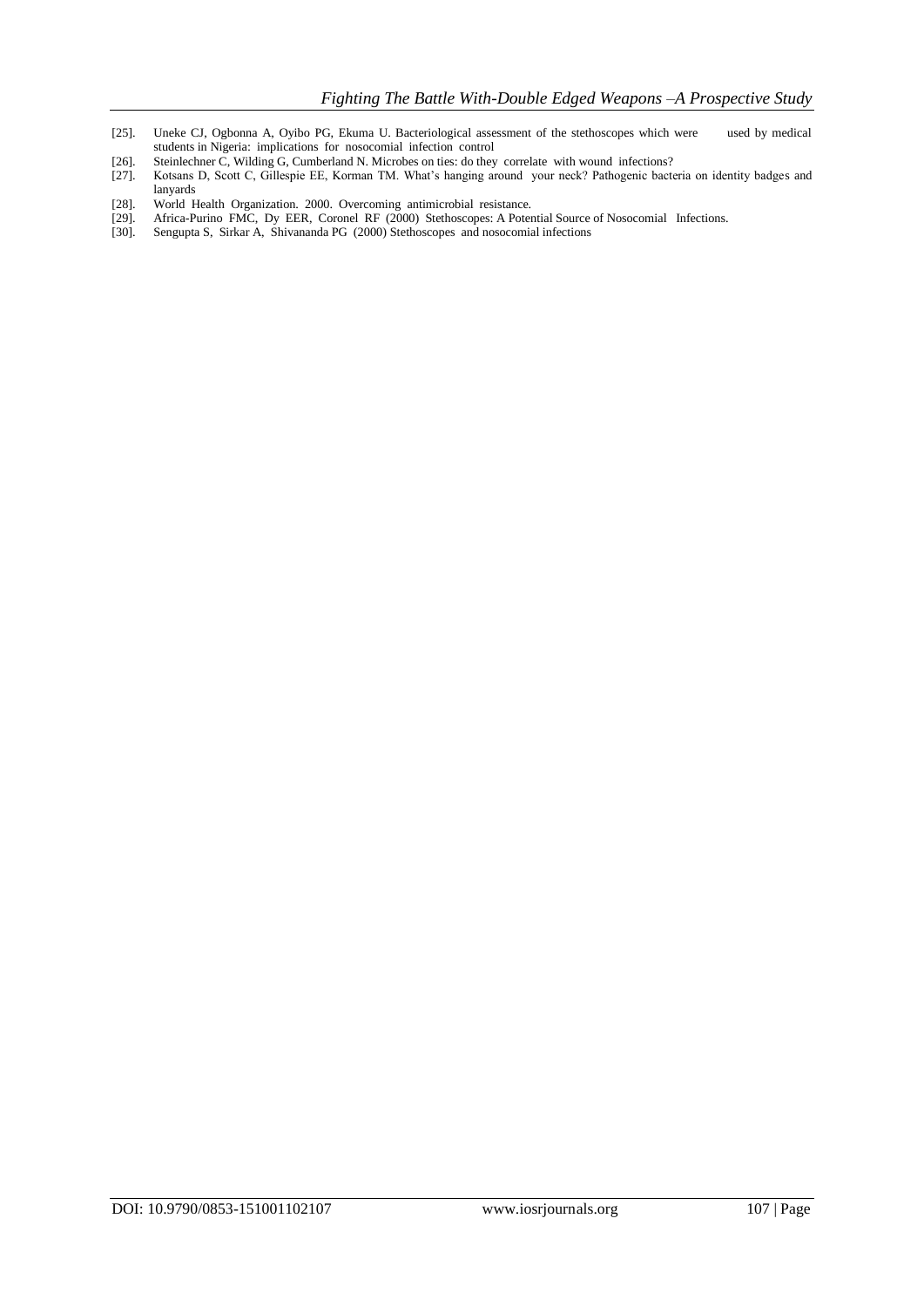[25]. Uneke CJ, Ogbonna A, Oyibo PG, Ekuma U. Bacteriological assessment of the stethoscopes which were used by medical students in Nigeria: implications for nosocomial infection control

[26]. Steinlechner C, Wilding G, Cumberland N. Microbes on ties: do they correlate with wound infections?

[27]. Kotsans D, Scott C, Gillespie EE, Korman TM. What's hanging around your neck? Pathogenic bacteria on identity badges and lanyards

[28]. World Health Organization. 2000. Overcoming antimicrobial resistance.

[29]. Africa-Purino FMC, Dy EER, Coronel RF (2000) Stethoscopes: A Potential Source of Nosocomial Infections.

[30]. Sengupta S, Sirkar A, Shivananda PG (2000) Stethoscopes and nosocomial infections